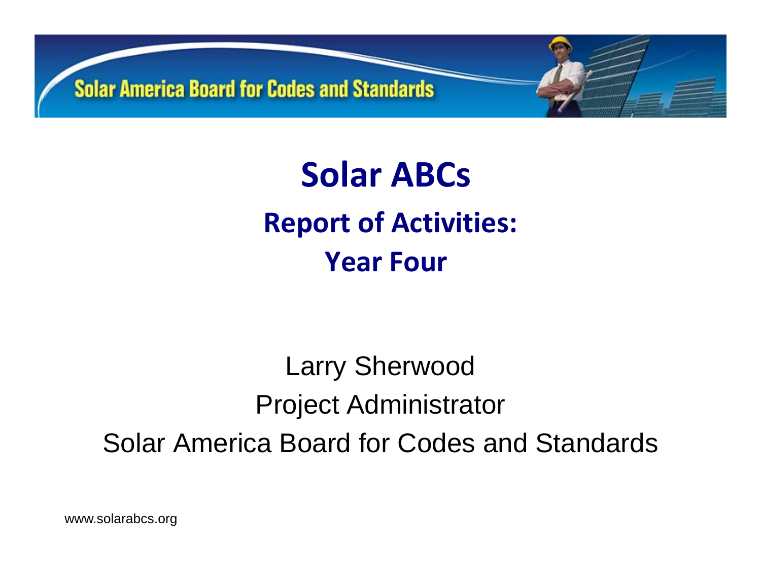Solar America Board for Codes and Standards

# Solar ABCs

## Report of Activities: Year Four

Larry Sherwood

Project Administrator

Solar America Board for Codes and Standards

www.solarabcs.org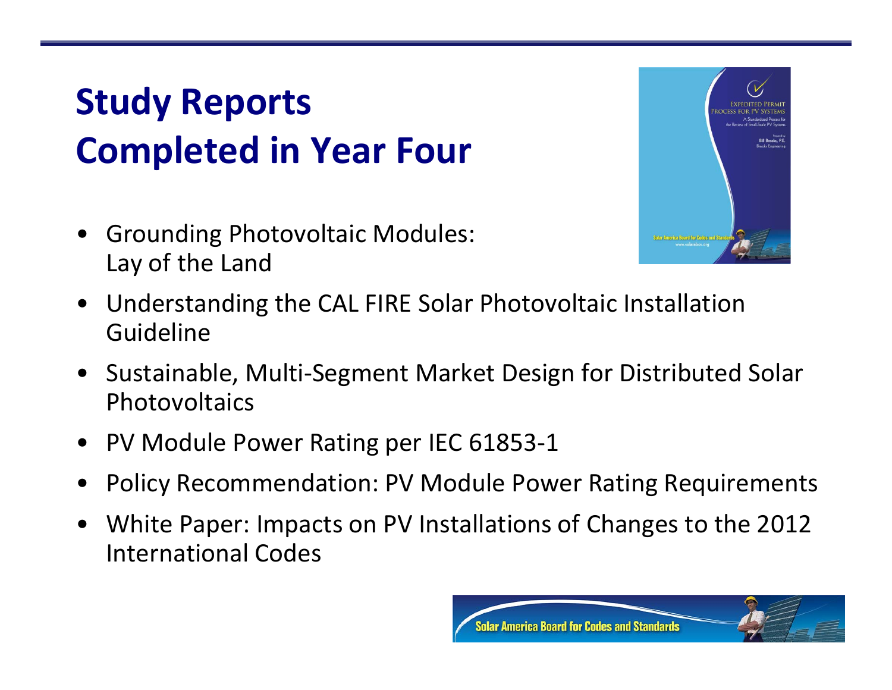# Study Reports Completed in Year Four

- Grounding Photovoltaic Modules: Lay of the Land
- Understanding the CAL FIRE Solar Photovoltaic Installation Guideline
- Sustainable, Multi-Segment Market Design for Distributed Solar Photovoltaics
- PV Module Power Rating per IEC 61853-1
- Policy Recommendation: PV Module Power Rating Requirements
- White Paper: Impacts on PV Installations of Changes to the 2012 International Codes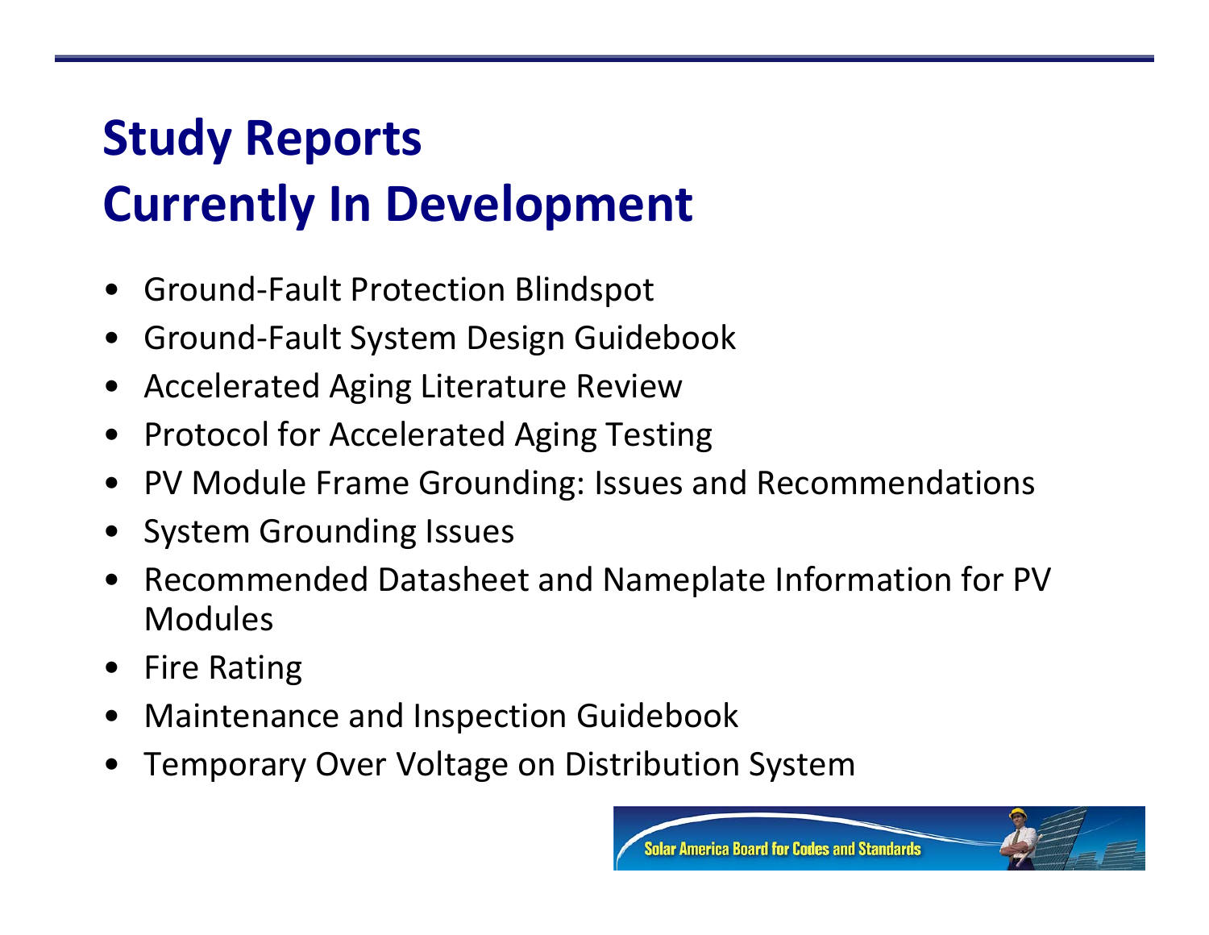# Study Reports Currently In Development

- Ground-Fault Protection Blindspot
- Ground-Fault System Design Guidebook
- Accelerated Aging Literature Review
- Protocol for Accelerated Aging Testing
- PV Module Frame Grounding: Issues and Recommendations
- System Grounding Issues
- Recommended Datasheet and Nameplate Information for PV Modules
- Fire Rating
- Maintenance and Inspection Guidebook
- Temporary Over Voltage on Distribution System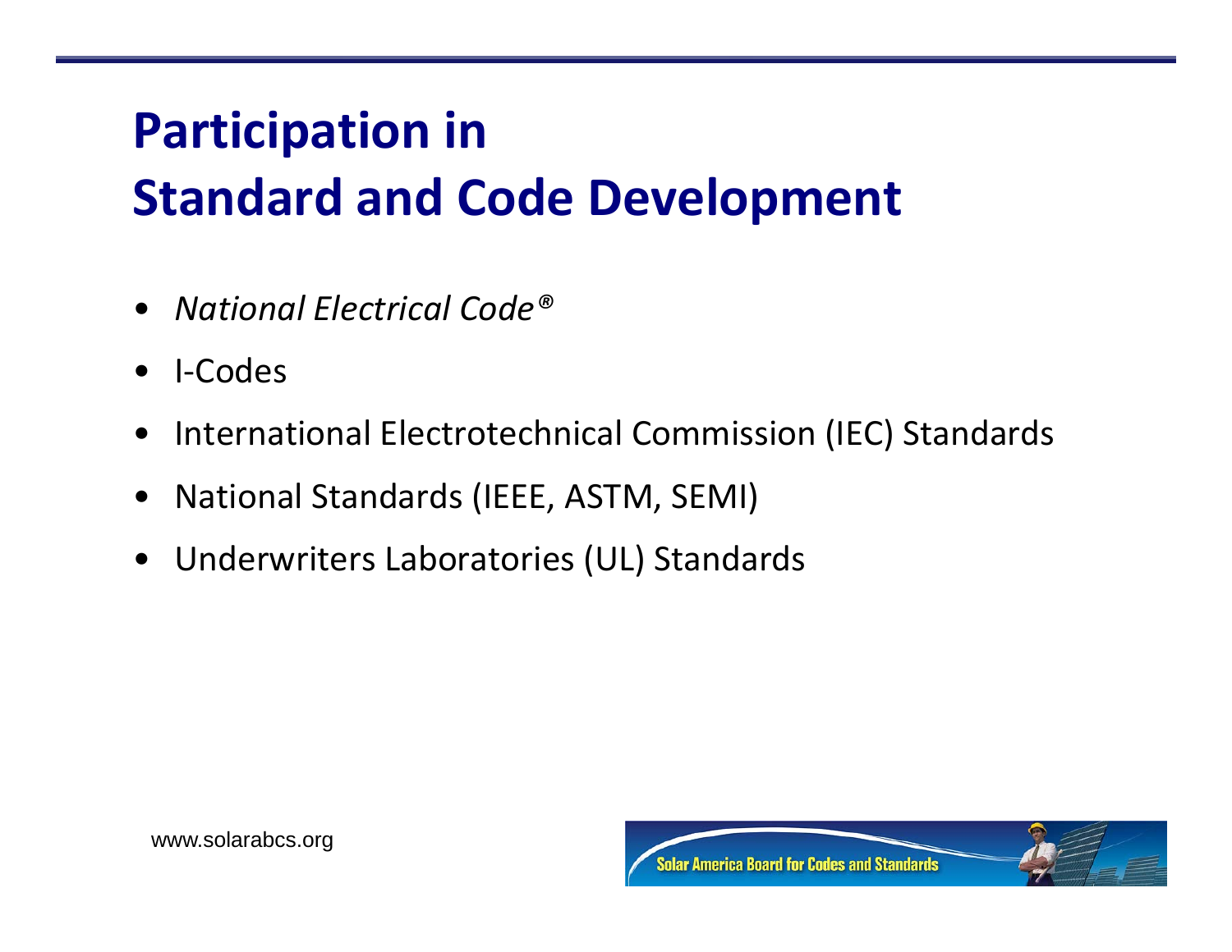# Participation in Standard and Code Development

- *National Electrical Code®*
- I-Codes
- International Electrotechnical Commission (IEC) Standards
- National Standards (IEEE, ASTM, SEMI)
- Underwriters Laboratories (UL) Standards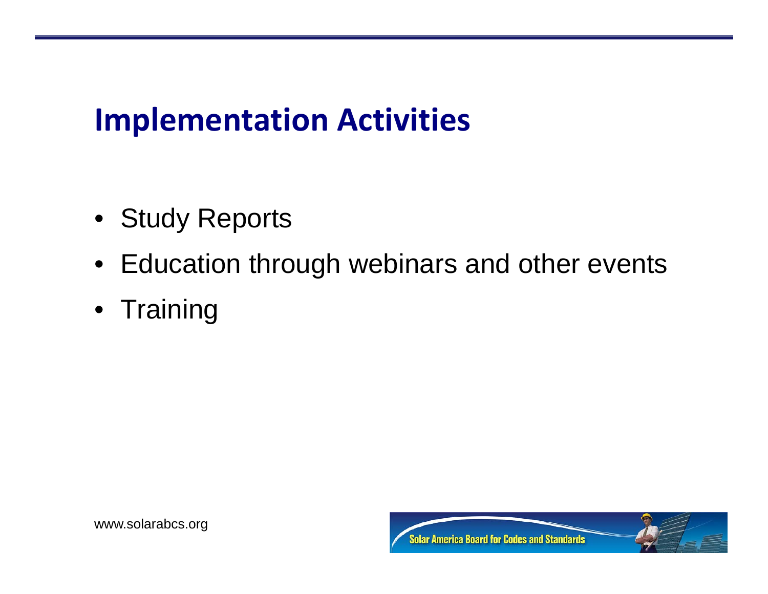# Implementation Activities

- Study Reports
- Education through webinars and other events
- Training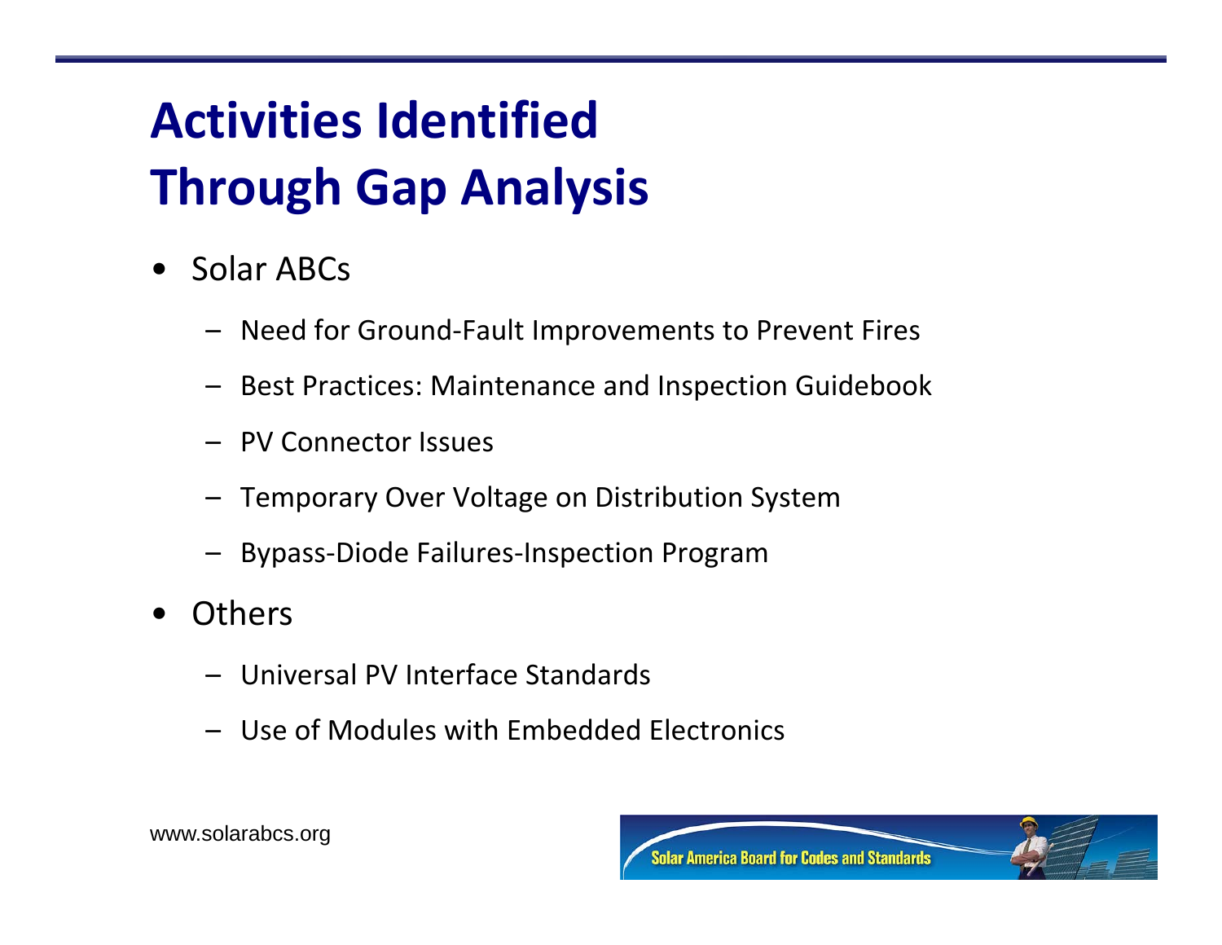# Activities Identified Through Gap Analysis

- Solar ABCs
  - Need for Ground-Fault Improvements to Prevent Fires
  - Best Practices: Maintenance and Inspection Guidebook
  - PV Connector Issues
  - Temporary Over Voltage on Distribution System
  - Bypass-Diode Failures-Inspection Program
- Others
  - Universal PV Interface Standards
  - Use of Modules with Embedded Electronics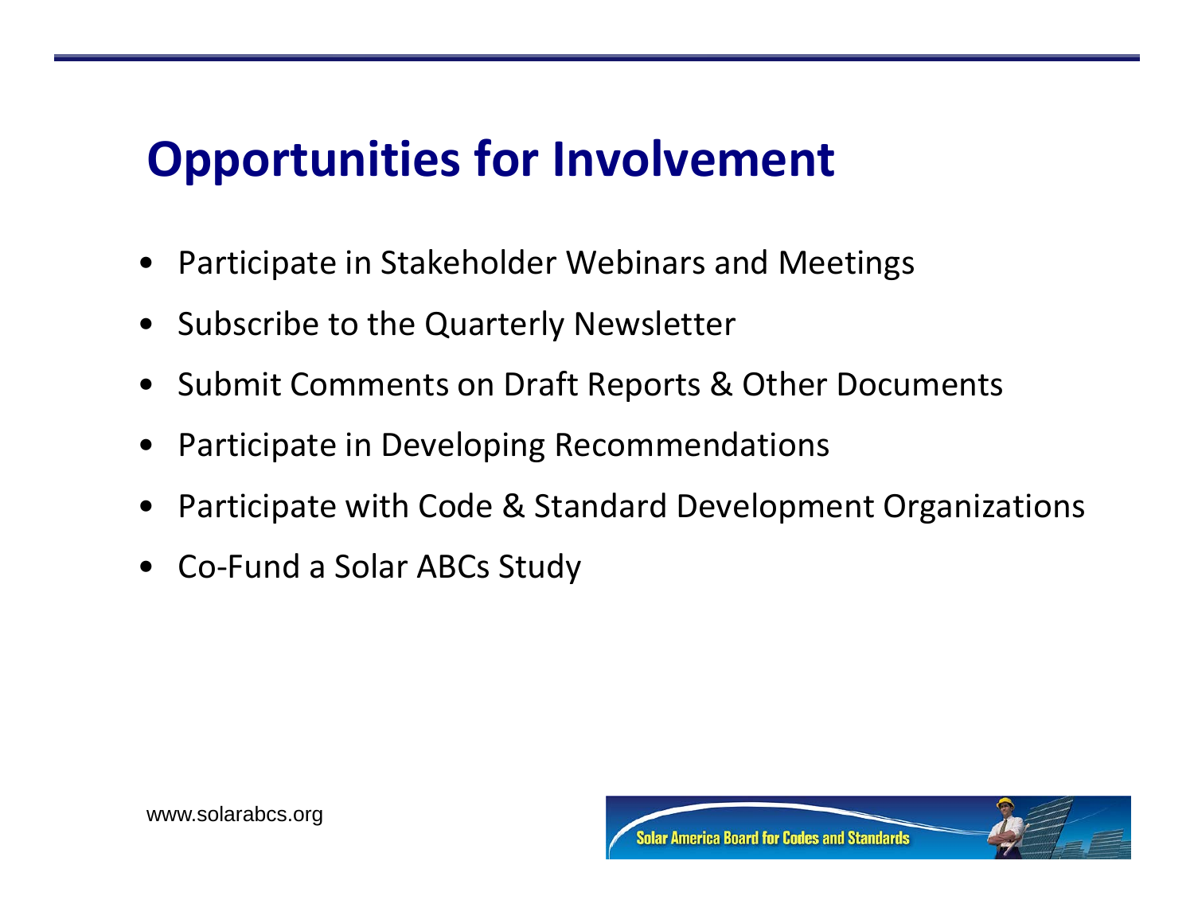# Opportunities for Involvement

- Participate in Stakeholder Webinars and Meetings
- Subscribe to the Quarterly Newsletter
- Submit Comments on Draft Reports & Other Documents
- Participate in Developing Recommendations
- Participate with Code & Standard Development Organizations
- Co-Fund a Solar ABCs Study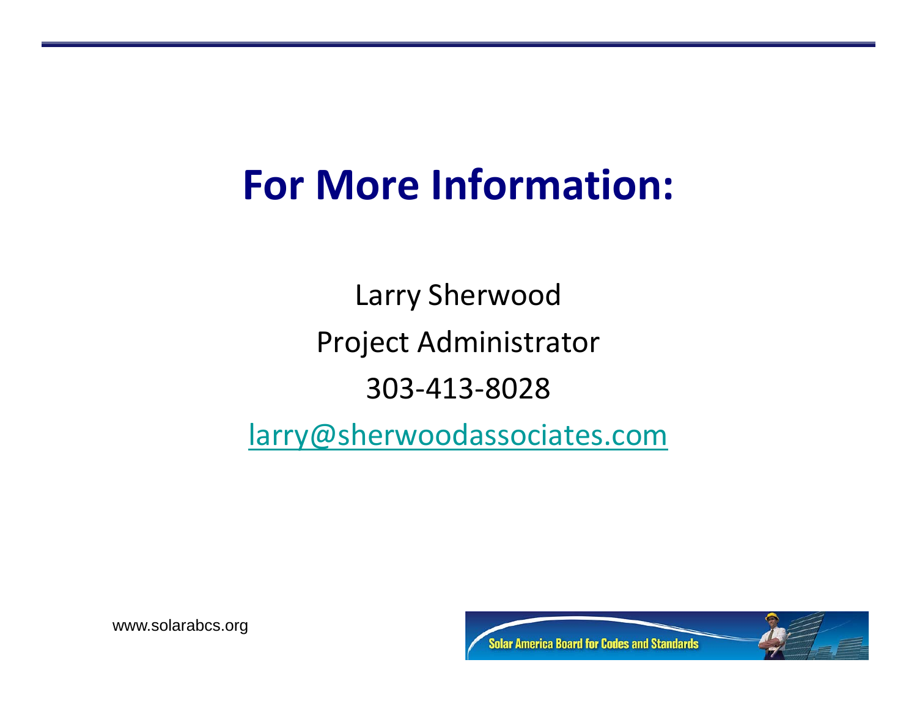# For More Information:

Larry Sherwood

Project Administrator

303-413-8028

larry@sherwoodassociates.com